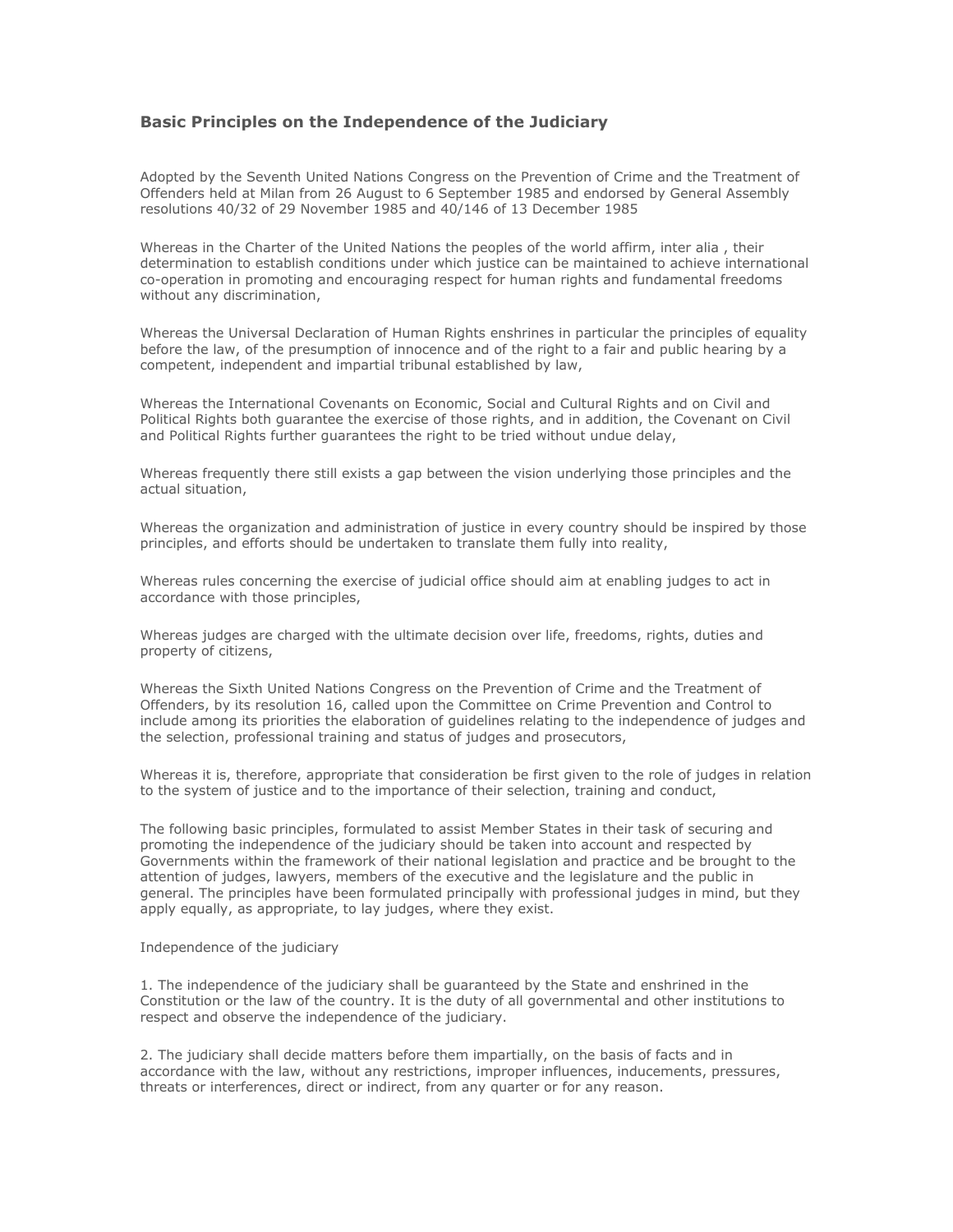## Basic Principles on the Independence of the Judiciary

Adopted by the Seventh United Nations Congress on the Prevention of Crime and the Treatment of Offenders held at Milan from 26 August to 6 September 1985 and endorsed by General Assembly resolutions 40/32 of 29 November 1985 and 40/146 of 13 December 1985

Whereas in the Charter of the United Nations the peoples of the world affirm, inter alia , their determination to establish conditions under which justice can be maintained to achieve international co-operation in promoting and encouraging respect for human rights and fundamental freedoms without any discrimination,

Whereas the Universal Declaration of Human Rights enshrines in particular the principles of equality before the law, of the presumption of innocence and of the right to a fair and public hearing by a competent, independent and impartial tribunal established by law,

Whereas the International Covenants on Economic, Social and Cultural Rights and on Civil and Political Rights both guarantee the exercise of those rights, and in addition, the Covenant on Civil and Political Rights further guarantees the right to be tried without undue delay,

Whereas frequently there still exists a gap between the vision underlying those principles and the actual situation,

Whereas the organization and administration of justice in every country should be inspired by those principles, and efforts should be undertaken to translate them fully into reality,

Whereas rules concerning the exercise of judicial office should aim at enabling judges to act in accordance with those principles,

Whereas judges are charged with the ultimate decision over life, freedoms, rights, duties and property of citizens,

Whereas the Sixth United Nations Congress on the Prevention of Crime and the Treatment of Offenders, by its resolution 16, called upon the Committee on Crime Prevention and Control to include among its priorities the elaboration of guidelines relating to the independence of judges and the selection, professional training and status of judges and prosecutors,

Whereas it is, therefore, appropriate that consideration be first given to the role of judges in relation to the system of justice and to the importance of their selection, training and conduct,

The following basic principles, formulated to assist Member States in their task of securing and promoting the independence of the judiciary should be taken into account and respected by Governments within the framework of their national legislation and practice and be brought to the attention of judges, lawyers, members of the executive and the legislature and the public in general. The principles have been formulated principally with professional judges in mind, but they apply equally, as appropriate, to lay judges, where they exist.

Independence of the judiciary

1. The independence of the judiciary shall be guaranteed by the State and enshrined in the Constitution or the law of the country. It is the duty of all governmental and other institutions to respect and observe the independence of the judiciary.

2. The judiciary shall decide matters before them impartially, on the basis of facts and in accordance with the law, without any restrictions, improper influences, inducements, pressures, threats or interferences, direct or indirect, from any quarter or for any reason.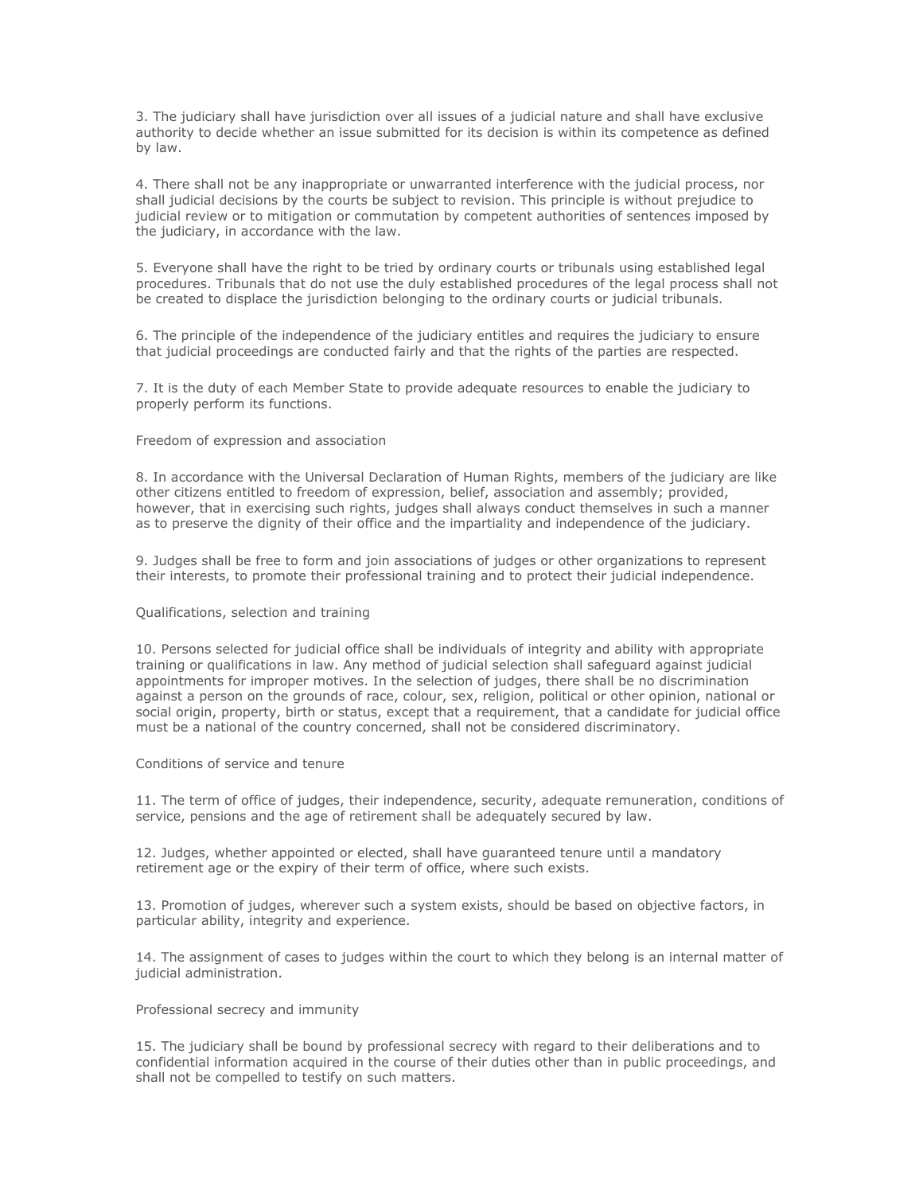3. The judiciary shall have jurisdiction over all issues of a judicial nature and shall have exclusive authority to decide whether an issue submitted for its decision is within its competence as defined by law.

4. There shall not be any inappropriate or unwarranted interference with the judicial process, nor shall judicial decisions by the courts be subject to revision. This principle is without prejudice to judicial review or to mitigation or commutation by competent authorities of sentences imposed by the judiciary, in accordance with the law.

5. Everyone shall have the right to be tried by ordinary courts or tribunals using established legal procedures. Tribunals that do not use the duly established procedures of the legal process shall not be created to displace the jurisdiction belonging to the ordinary courts or judicial tribunals.

6. The principle of the independence of the judiciary entitles and requires the judiciary to ensure that judicial proceedings are conducted fairly and that the rights of the parties are respected.

7. It is the duty of each Member State to provide adequate resources to enable the judiciary to properly perform its functions.

Freedom of expression and association

8. In accordance with the Universal Declaration of Human Rights, members of the judiciary are like other citizens entitled to freedom of expression, belief, association and assembly; provided, however, that in exercising such rights, judges shall always conduct themselves in such a manner as to preserve the dignity of their office and the impartiality and independence of the judiciary.

9. Judges shall be free to form and join associations of judges or other organizations to represent their interests, to promote their professional training and to protect their judicial independence.

Qualifications, selection and training

10. Persons selected for judicial office shall be individuals of integrity and ability with appropriate training or qualifications in law. Any method of judicial selection shall safeguard against judicial appointments for improper motives. In the selection of judges, there shall be no discrimination against a person on the grounds of race, colour, sex, religion, political or other opinion, national or social origin, property, birth or status, except that a requirement, that a candidate for judicial office must be a national of the country concerned, shall not be considered discriminatory.

Conditions of service and tenure

11. The term of office of judges, their independence, security, adequate remuneration, conditions of service, pensions and the age of retirement shall be adequately secured by law.

12. Judges, whether appointed or elected, shall have guaranteed tenure until a mandatory retirement age or the expiry of their term of office, where such exists.

13. Promotion of judges, wherever such a system exists, should be based on objective factors, in particular ability, integrity and experience.

14. The assignment of cases to judges within the court to which they belong is an internal matter of judicial administration.

Professional secrecy and immunity

15. The judiciary shall be bound by professional secrecy with regard to their deliberations and to confidential information acquired in the course of their duties other than in public proceedings, and shall not be compelled to testify on such matters.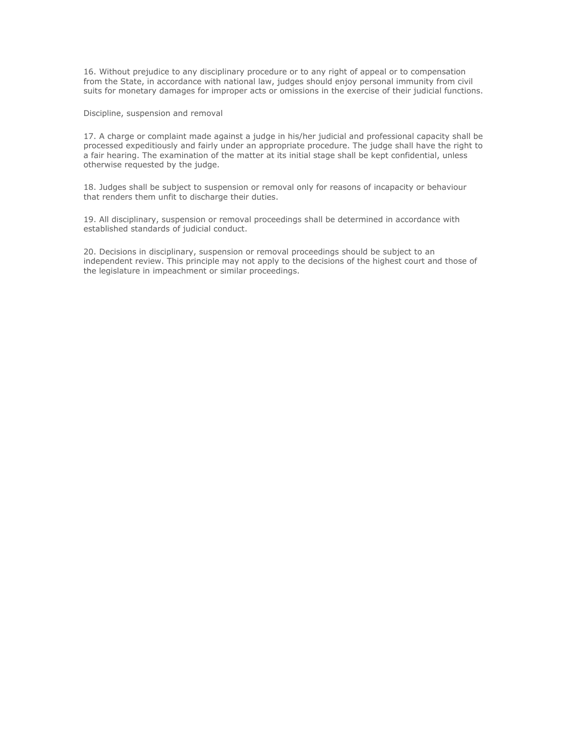16. Without prejudice to any disciplinary procedure or to any right of appeal or to compensation from the State, in accordance with national law, judges should enjoy personal immunity from civil suits for monetary damages for improper acts or omissions in the exercise of their judicial functions.

## Discipline, suspension and removal

17. A charge or complaint made against a judge in his/her judicial and professional capacity shall be processed expeditiously and fairly under an appropriate procedure. The judge shall have the right to a fair hearing. The examination of the matter at its initial stage shall be kept confidential, unless otherwise requested by the judge.

18. Judges shall be subject to suspension or removal only for reasons of incapacity or behaviour that renders them unfit to discharge their duties.

19. All disciplinary, suspension or removal proceedings shall be determined in accordance with established standards of judicial conduct.

20. Decisions in disciplinary, suspension or removal proceedings should be subject to an independent review. This principle may not apply to the decisions of the highest court and those of the legislature in impeachment or similar proceedings.